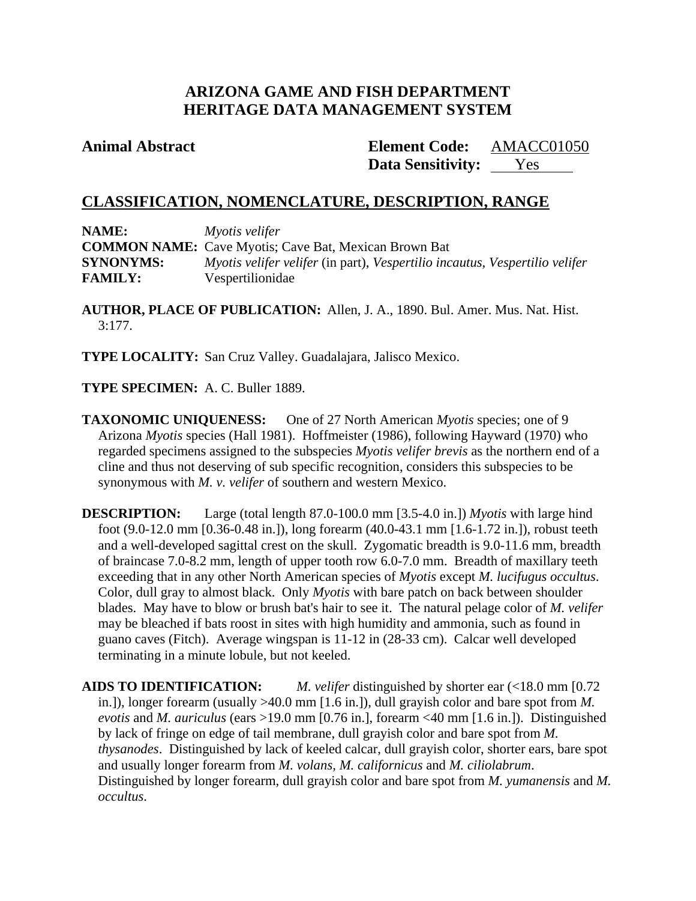# ARIZONA GAME AND FISH DEPARTMENT
# HERITAGE DATA MANAGEMENT SYSTEM

**Animal Abstract** **Element Code:** AMACC01050
**Data Sensitivity:** Yes

## CLASSIFICATION, NOMENCLATURE, DESCRIPTION, RANGE

**NAME:** *Myotis velifer*
**COMMON NAME:** Cave Myotis; Cave Bat, Mexican Brown Bat
**SYNONYMS:** *Myotis velifer velifer* (in part), *Vespertilio incautus, Vespertilio velifer*
**FAMILY:** Vespertilionidae

**AUTHOR, PLACE OF PUBLICATION:** Allen, J. A., 1890. Bul. Amer. Mus. Nat. Hist. 3:177.

**TYPE LOCALITY:** San Cruz Valley. Guadalajara, Jalisco Mexico.

**TYPE SPECIMEN:** A. C. Buller 1889.

**TAXONOMIC UNIQUENESS:** One of 27 North American *Myotis* species; one of 9 Arizona *Myotis* species (Hall 1981). Hoffmeister (1986), following Hayward (1970) who regarded specimens assigned to the subspecies *Myotis velifer brevis* as the northern end of a cline and thus not deserving of sub specific recognition, considers this subspecies to be synonymous with *M. v. velifer* of southern and western Mexico.

**DESCRIPTION:** Large (total length 87.0-100.0 mm [3.5-4.0 in.]) *Myotis* with large hind foot (9.0-12.0 mm [0.36-0.48 in.]), long forearm (40.0-43.1 mm [1.6-1.72 in.]), robust teeth and a well-developed sagittal crest on the skull. Zygomatic breadth is 9.0-11.6 mm, breadth of braincase 7.0-8.2 mm, length of upper tooth row 6.0-7.0 mm. Breadth of maxillary teeth exceeding that in any other North American species of *Myotis* except *M. lucifugus occultus*. Color, dull gray to almost black. Only *Myotis* with bare patch on back between shoulder blades. May have to blow or brush bat's hair to see it. The natural pelage color of *M. velifer* may be bleached if bats roost in sites with high humidity and ammonia, such as found in guano caves (Fitch). Average wingspan is 11-12 in (28-33 cm). Calcar well developed terminating in a minute lobule, but not keeled.

**AIDS TO IDENTIFICATION:** *M. velifer* distinguished by shorter ear (<18.0 mm [0.72 in.]), longer forearm (usually >40.0 mm [1.6 in.]), dull grayish color and bare spot from *M. evotis* and *M. auriculus* (ears >19.0 mm [0.76 in.], forearm <40 mm [1.6 in.]). Distinguished by lack of fringe on edge of tail membrane, dull grayish color and bare spot from *M. thysanodes*. Distinguished by lack of keeled calcar, dull grayish color, shorter ears, bare spot and usually longer forearm from *M. volans, M. californicus* and *M. ciliolabrum*. Distinguished by longer forearm, dull grayish color and bare spot from *M. yumanensis* and *M. occultus*.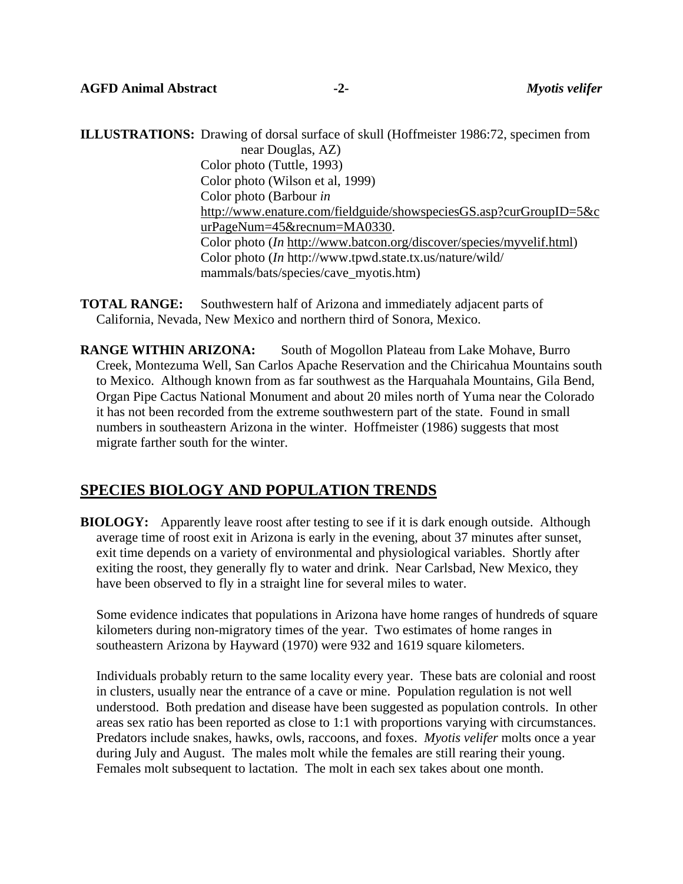**ILLUSTRATIONS:** Drawing of dorsal surface of skull (Hoffmeister 1986:72, specimen from near Douglas, AZ)
Color photo (Tuttle, 1993)
Color photo (Wilson et al, 1999)
Color photo (Barbour *in* http://www.enature.com/fieldguide/showspeciesGS.asp?curGroupID=5&curPageNum=45&recnum=MA0330.
Color photo (*In* http://www.batcon.org/discover/species/myvelif.html)
Color photo (*In* http://www.tpwd.state.tx.us/nature/wild/mammals/bats/species/cave_myotis.htm)

**TOTAL RANGE:** Southwestern half of Arizona and immediately adjacent parts of California, Nevada, New Mexico and northern third of Sonora, Mexico.

**RANGE WITHIN ARIZONA:** South of Mogollon Plateau from Lake Mohave, Burro Creek, Montezuma Well, San Carlos Apache Reservation and the Chiricahua Mountains south to Mexico. Although known from as far southwest as the Harquahala Mountains, Gila Bend, Organ Pipe Cactus National Monument and about 20 miles north of Yuma near the Colorado it has not been recorded from the extreme southwestern part of the state. Found in small numbers in southeastern Arizona in the winter. Hoffmeister (1986) suggests that most migrate farther south for the winter.

## SPECIES BIOLOGY AND POPULATION TRENDS

**BIOLOGY:** Apparently leave roost after testing to see if it is dark enough outside. Although average time of roost exit in Arizona is early in the evening, about 37 minutes after sunset, exit time depends on a variety of environmental and physiological variables. Shortly after exiting the roost, they generally fly to water and drink. Near Carlsbad, New Mexico, they have been observed to fly in a straight line for several miles to water.

Some evidence indicates that populations in Arizona have home ranges of hundreds of square kilometers during non-migratory times of the year. Two estimates of home ranges in southeastern Arizona by Hayward (1970) were 932 and 1619 square kilometers.

Individuals probably return to the same locality every year. These bats are colonial and roost in clusters, usually near the entrance of a cave or mine. Population regulation is not well understood. Both predation and disease have been suggested as population controls. In other areas sex ratio has been reported as close to 1:1 with proportions varying with circumstances. Predators include snakes, hawks, owls, raccoons, and foxes. *Myotis velifer* molts once a year during July and August. The males molt while the females are still rearing their young. Females molt subsequent to lactation. The molt in each sex takes about one month.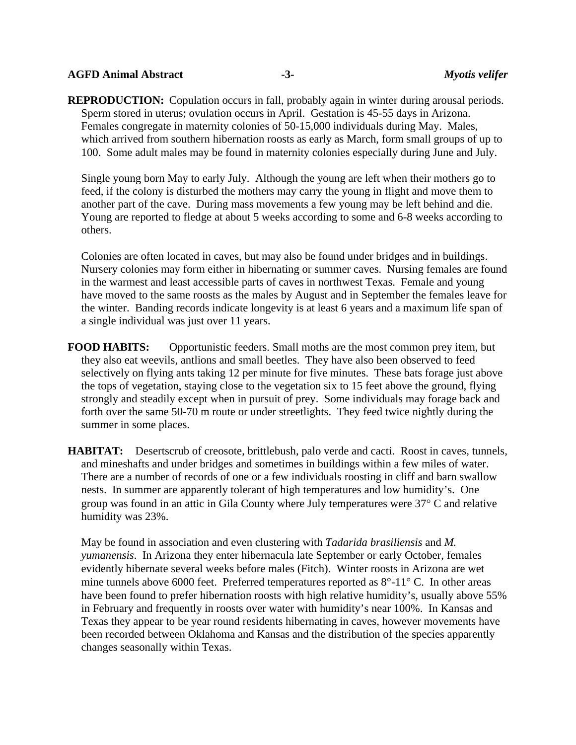**REPRODUCTION:** Copulation occurs in fall, probably again in winter during arousal periods. Sperm stored in uterus; ovulation occurs in April. Gestation is 45-55 days in Arizona. Females congregate in maternity colonies of 50-15,000 individuals during May. Males, which arrived from southern hibernation roosts as early as March, form small groups of up to 100. Some adult males may be found in maternity colonies especially during June and July.

Single young born May to early July. Although the young are left when their mothers go to feed, if the colony is disturbed the mothers may carry the young in flight and move them to another part of the cave. During mass movements a few young may be left behind and die. Young are reported to fledge at about 5 weeks according to some and 6-8 weeks according to others.

Colonies are often located in caves, but may also be found under bridges and in buildings. Nursery colonies may form either in hibernating or summer caves. Nursing females are found in the warmest and least accessible parts of caves in northwest Texas. Female and young have moved to the same roosts as the males by August and in September the females leave for the winter. Banding records indicate longevity is at least 6 years and a maximum life span of a single individual was just over 11 years.

**FOOD HABITS:** Opportunistic feeders. Small moths are the most common prey item, but they also eat weevils, antlions and small beetles. They have also been observed to feed selectively on flying ants taking 12 per minute for five minutes. These bats forage just above the tops of vegetation, staying close to the vegetation six to 15 feet above the ground, flying strongly and steadily except when in pursuit of prey. Some individuals may forage back and forth over the same 50-70 m route or under streetlights. They feed twice nightly during the summer in some places.

**HABITAT:** Desertscrub of creosote, brittlebush, palo verde and cacti. Roost in caves, tunnels, and mineshafts and under bridges and sometimes in buildings within a few miles of water. There are a number of records of one or a few individuals roosting in cliff and barn swallow nests. In summer are apparently tolerant of high temperatures and low humidity's. One group was found in an attic in Gila County where July temperatures were 37° C and relative humidity was 23%.

May be found in association and even clustering with *Tadarida brasiliensis* and *M. yumanensis*. In Arizona they enter hibernacula late September or early October, females evidently hibernate several weeks before males (Fitch). Winter roosts in Arizona are wet mine tunnels above 6000 feet. Preferred temperatures reported as 8°-11° C. In other areas have been found to prefer hibernation roosts with high relative humidity's, usually above 55% in February and frequently in roosts over water with humidity's near 100%. In Kansas and Texas they appear to be year round residents hibernating in caves, however movements have been recorded between Oklahoma and Kansas and the distribution of the species apparently changes seasonally within Texas.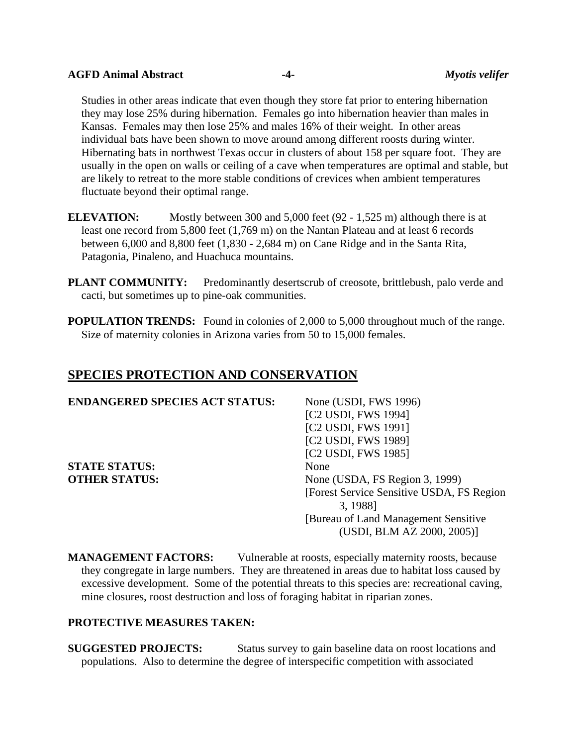Studies in other areas indicate that even though they store fat prior to entering hibernation they may lose 25% during hibernation. Females go into hibernation heavier than males in Kansas. Females may then lose 25% and males 16% of their weight. In other areas individual bats have been shown to move around among different roosts during winter. Hibernating bats in northwest Texas occur in clusters of about 158 per square foot. They are usually in the open on walls or ceiling of a cave when temperatures are optimal and stable, but are likely to retreat to the more stable conditions of crevices when ambient temperatures fluctuate beyond their optimal range.

**ELEVATION:** Mostly between 300 and 5,000 feet (92 - 1,525 m) although there is at least one record from 5,800 feet (1,769 m) on the Nantan Plateau and at least 6 records between 6,000 and 8,800 feet (1,830 - 2,684 m) on Cane Ridge and in the Santa Rita, Patagonia, Pinaleno, and Huachuca mountains.

**PLANT COMMUNITY:** Predominantly desertscrub of creosote, brittlebush, palo verde and cacti, but sometimes up to pine-oak communities.

**POPULATION TRENDS:** Found in colonies of 2,000 to 5,000 throughout much of the range. Size of maternity colonies in Arizona varies from 50 to 15,000 females.

## SPECIES PROTECTION AND CONSERVATION

**ENDANGERED SPECIES ACT STATUS:** None (USDI, FWS 1996)
[C2 USDI, FWS 1994]
[C2 USDI, FWS 1991]
[C2 USDI, FWS 1989]
[C2 USDI, FWS 1985]

**STATE STATUS:** None

**OTHER STATUS:** None (USDA, FS Region 3, 1999)
[Forest Service Sensitive USDA, FS Region 3, 1988]
[Bureau of Land Management Sensitive (USDI, BLM AZ 2000, 2005)]

**MANAGEMENT FACTORS:** Vulnerable at roosts, especially maternity roosts, because they congregate in large numbers. They are threatened in areas due to habitat loss caused by excessive development. Some of the potential threats to this species are: recreational caving, mine closures, roost destruction and loss of foraging habitat in riparian zones.

**PROTECTIVE MEASURES TAKEN:**

**SUGGESTED PROJECTS:** Status survey to gain baseline data on roost locations and populations. Also to determine the degree of interspecific competition with associated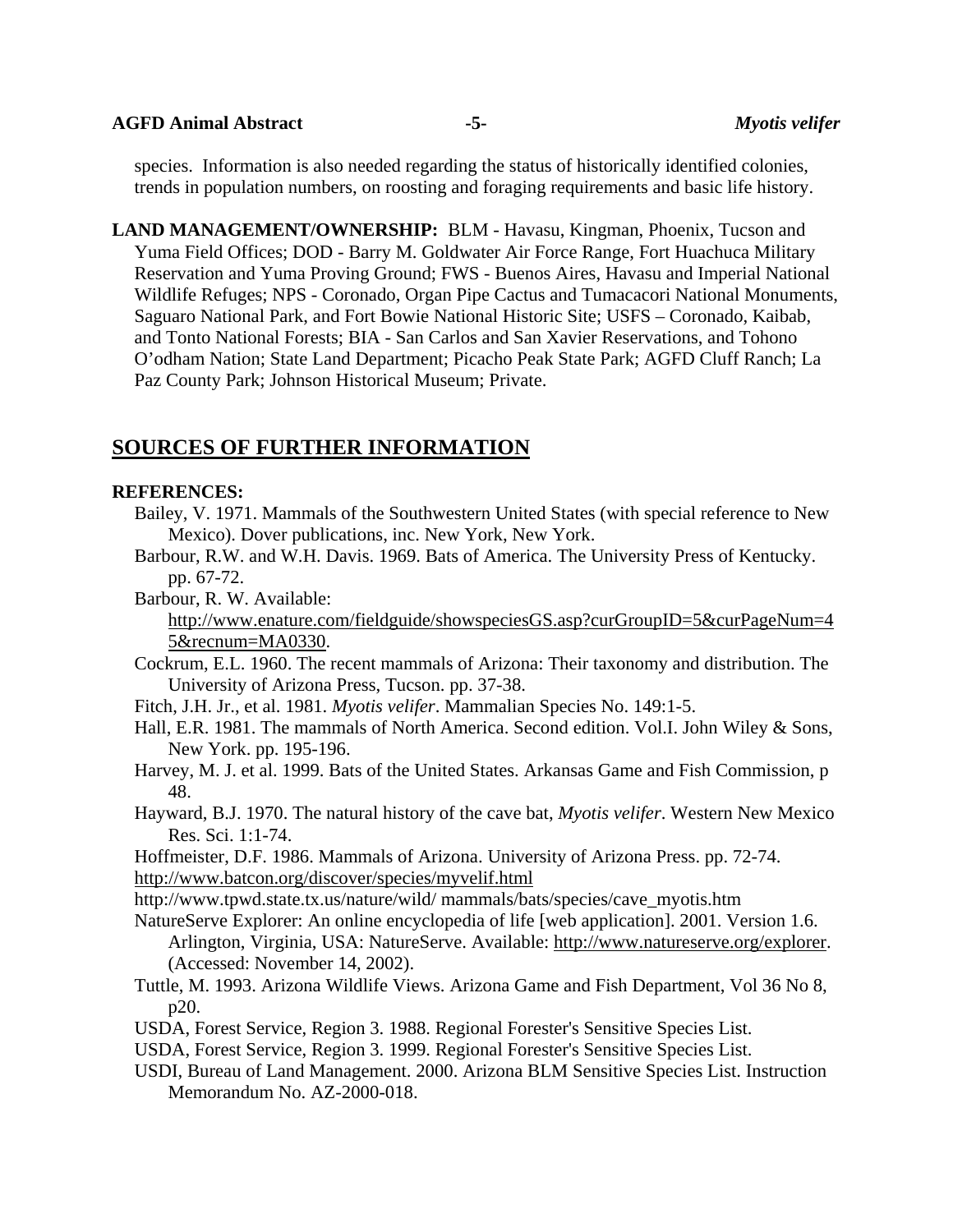species. Information is also needed regarding the status of historically identified colonies, trends in population numbers, on roosting and foraging requirements and basic life history.

**LAND MANAGEMENT/OWNERSHIP:** BLM - Havasu, Kingman, Phoenix, Tucson and Yuma Field Offices; DOD - Barry M. Goldwater Air Force Range, Fort Huachuca Military Reservation and Yuma Proving Ground; FWS - Buenos Aires, Havasu and Imperial National Wildlife Refuges; NPS - Coronado, Organ Pipe Cactus and Tumacacori National Monuments, Saguaro National Park, and Fort Bowie National Historic Site; USFS – Coronado, Kaibab, and Tonto National Forests; BIA - San Carlos and San Xavier Reservations, and Tohono O'odham Nation; State Land Department; Picacho Peak State Park; AGFD Cliff Ranch; La Paz County Park; Johnson Historical Museum; Private.

## SOURCES OF FURTHER INFORMATION

**REFERENCES:**

Bailey, V. 1971. Mammals of the Southwestern United States (with special reference to New Mexico). Dover publications, inc. New York, New York.

Barbour, R.W. and W.H. Davis. 1969. Bats of America. The University Press of Kentucky. pp. 67-72.

Barbour, R. W. Available: http://www.enature.com/fieldguide/showspeciesGS.asp?curGroupID=5&curPageNum=45&recnum=MA0330.

Cockrum, E.L. 1960. The recent mammals of Arizona: Their taxonomy and distribution. The University of Arizona Press, Tucson. pp. 37-38.

Fitch, J.H. Jr., et al. 1981. *Myotis velifer*. Mammalian Species No. 149:1-5.

Hall, E.R. 1981. The mammals of North America. Second edition. Vol.I. John Wiley & Sons, New York. pp. 195-196.

Harvey, M. J. et al. 1999. Bats of the United States. Arkansas Game and Fish Commission, p 48.

Hayward, B.J. 1970. The natural history of the cave bat, *Myotis velifer*. Western New Mexico Res. Sci. 1:1-74.

Hoffmeister, D.F. 1986. Mammals of Arizona. University of Arizona Press. pp. 72-74.

http://www.batcon.org/discover/species/myvelif.html

http://www.tpwd.state.tx.us/nature/wild/ mammals/bats/species/cave_myotis.htm

NatureServe Explorer: An online encyclopedia of life [web application]. 2001. Version 1.6. Arlington, Virginia, USA: NatureServe. Available: http://www.natureserve.org/explorer. (Accessed: November 14, 2002).

Tuttle, M. 1993. Arizona Wildlife Views. Arizona Game and Fish Department, Vol 36 No 8, p20.

USDA, Forest Service, Region 3. 1988. Regional Forester's Sensitive Species List.

USDA, Forest Service, Region 3. 1999. Regional Forester's Sensitive Species List.

USDI, Bureau of Land Management. 2000. Arizona BLM Sensitive Species List. Instruction Memorandum No. AZ-2000-018.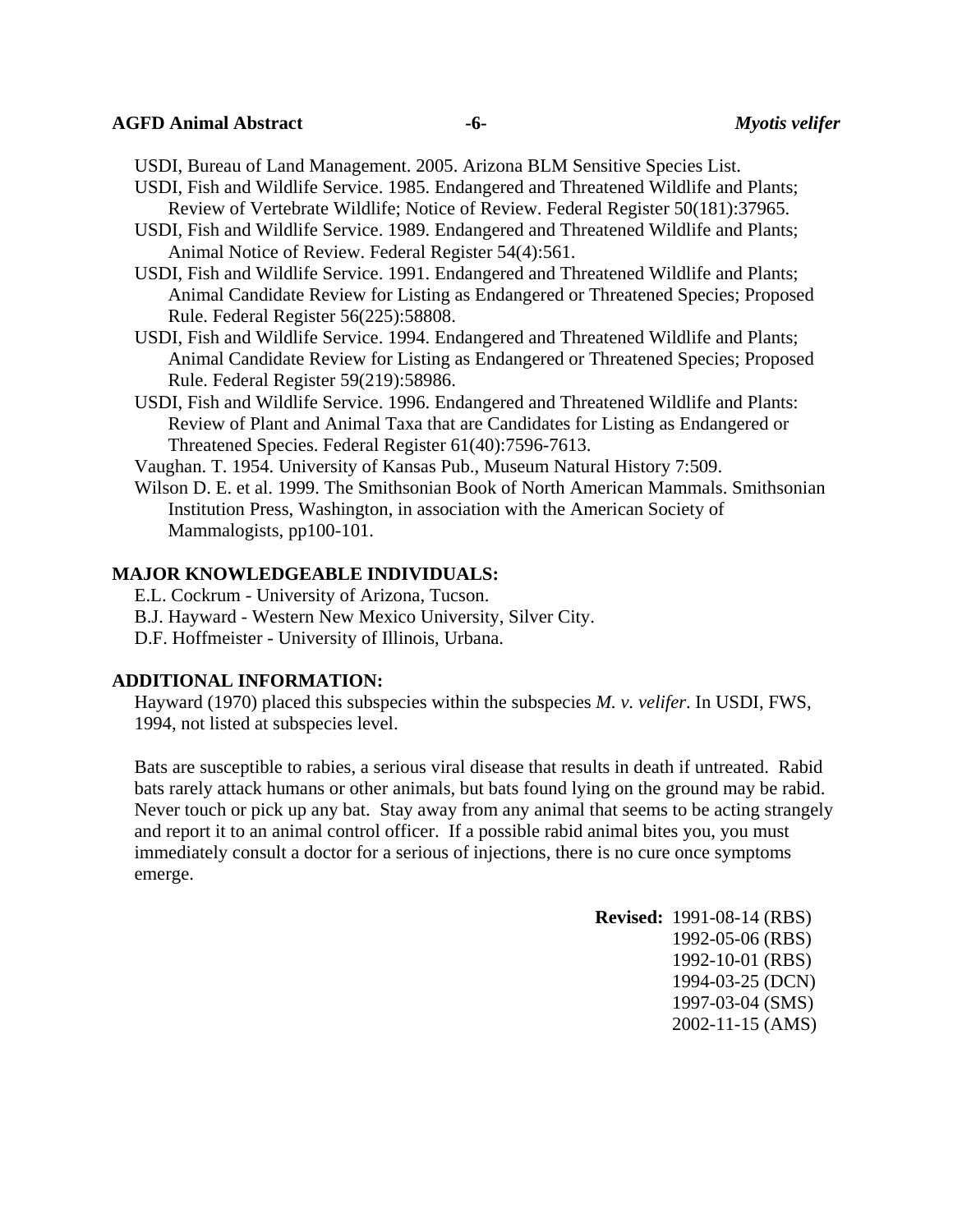USDI, Bureau of Land Management. 2005. Arizona BLM Sensitive Species List.

USDI, Fish and Wildlife Service. 1985. Endangered and Threatened Wildlife and Plants; Review of Vertebrate Wildlife; Notice of Review. Federal Register 50(181):37965.

USDI, Fish and Wildlife Service. 1989. Endangered and Threatened Wildlife and Plants; Animal Notice of Review. Federal Register 54(4):561.

USDI, Fish and Wildlife Service. 1991. Endangered and Threatened Wildlife and Plants; Animal Candidate Review for Listing as Endangered or Threatened Species; Proposed Rule. Federal Register 56(225):58808.

USDI, Fish and Wildlife Service. 1994. Endangered and Threatened Wildlife and Plants; Animal Candidate Review for Listing as Endangered or Threatened Species; Proposed Rule. Federal Register 59(219):58986.

USDI, Fish and Wildlife Service. 1996. Endangered and Threatened Wildlife and Plants: Review of Plant and Animal Taxa that are Candidates for Listing as Endangered or Threatened Species. Federal Register 61(40):7596-7613.

Vaughan. T. 1954. University of Kansas Pub., Museum Natural History 7:509.

Wilson D. E. et al. 1999. The Smithsonian Book of North American Mammals. Smithsonian Institution Press, Washington, in association with the American Society of Mammalogists, pp100-101.

## MAJOR KNOWLEDGEABLE INDIVIDUALS:

E.L. Cockrum - University of Arizona, Tucson.
B.J. Hayward - Western New Mexico University, Silver City.
D.F. Hoffmeister - University of Illinois, Urbana.

## ADDITIONAL INFORMATION:

Hayward (1970) placed this subspecies within the subspecies *M. v. velifer*. In USDI, FWS, 1994, not listed at subspecies level.

Bats are susceptible to rabies, a serious viral disease that results in death if untreated. Rabid bats rarely attack humans or other animals, but bats found lying on the ground may be rabid. Never touch or pick up any bat. Stay away from any animal that seems to be acting strangely and report it to an animal control officer. If a possible rabid animal bites you, you must immediately consult a doctor for a serious of injections, there is no cure once symptoms emerge.

**Revised:** 1991-08-14 (RBS)
1992-05-06 (RBS)
1992-10-01 (RBS)
1994-03-25 (DCN)
1997-03-04 (SMS)
2002-11-15 (AMS)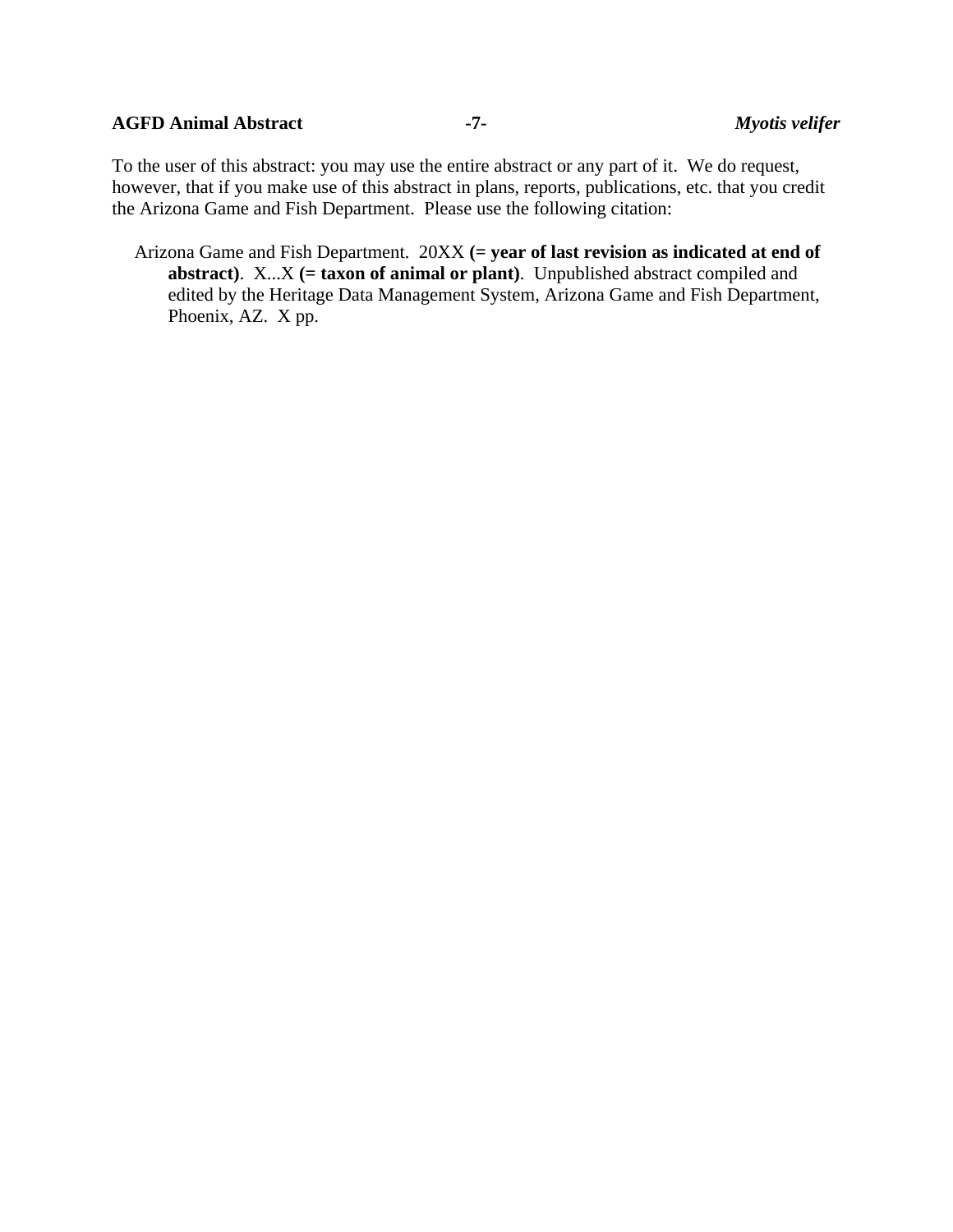To the user of this abstract: you may use the entire abstract or any part of it. We do request, however, that if you make use of this abstract in plans, reports, publications, etc. that you credit the Arizona Game and Fish Department. Please use the following citation:

Arizona Game and Fish Department. 20XX **(= year of last revision as indicated at end of abstract)**. X...X **(= taxon of animal or plant)**. Unpublished abstract compiled and edited by the Heritage Data Management System, Arizona Game and Fish Department, Phoenix, AZ. X pp.